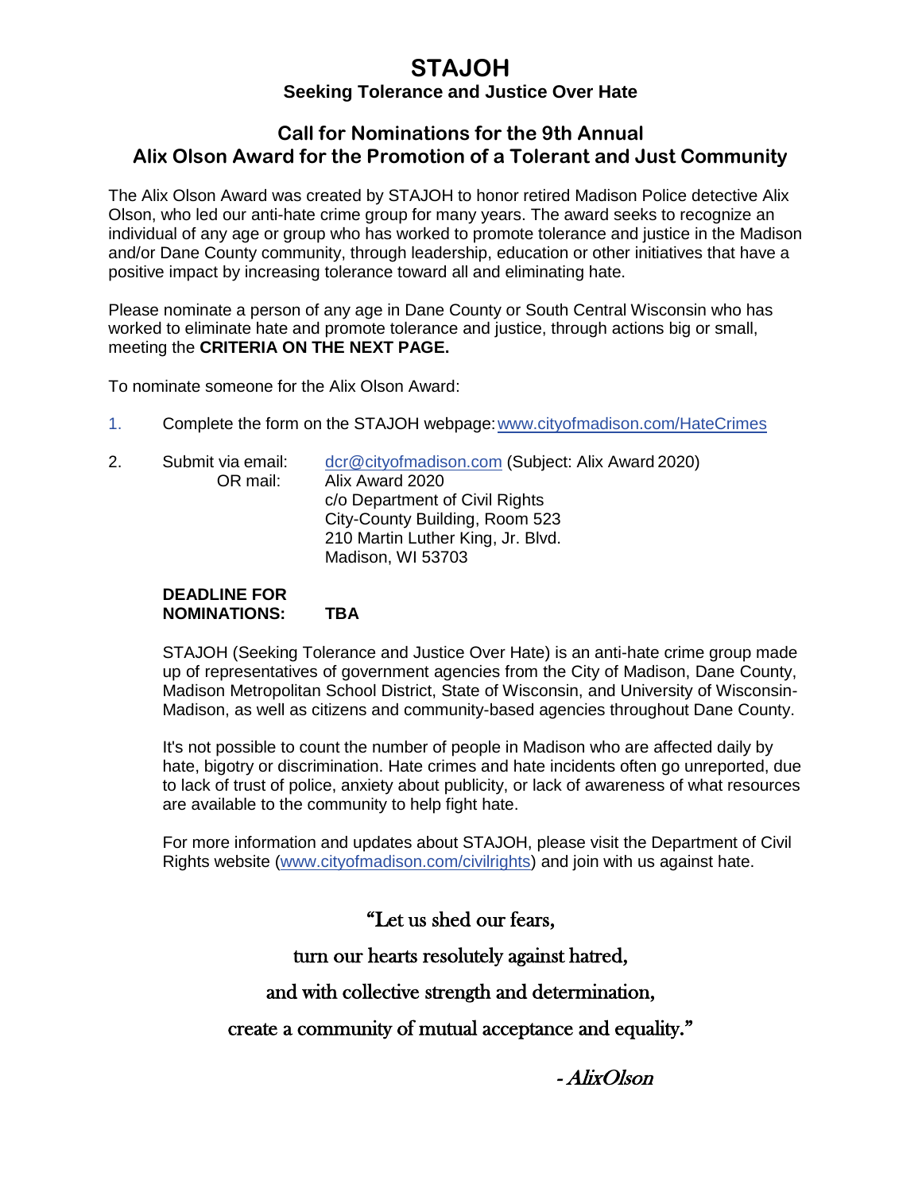# STAJOH

### Seeking Tolerance and Justice Over Hate

## Call for Nominations for the 9th Annual
## Alix Olson Award for the Promotion of a Tolerant and Just Community

The Alix Olson Award was created by STAJOH to honor retired Madison Police detective Alix Olson, who led our anti-hate crime group for many years. The award seeks to recognize an individual of any age or group who has worked to promote tolerance and justice in the Madison and/or Dane County community, through leadership, education or other initiatives that have a positive impact by increasing tolerance toward all and eliminating hate.

Please nominate a person of any age in Dane County or South Central Wisconsin who has worked to eliminate hate and promote tolerance and justice, through actions big or small, meeting the **CRITERIA ON THE NEXT PAGE.**

To nominate someone for the Alix Olson Award:

1. Complete the form on the STAJOH webpage: www.cityofmadison.com/HateCrimes

2. Submit via email: dcr@cityofmadison.com (Subject: Alix Award 2020)
   OR mail: Alix Award 2020
   c/o Department of Civil Rights
   City-County Building, Room 523
   210 Martin Luther King, Jr. Blvd.
   Madison, WI 53703

**DEADLINE FOR NOMINATIONS: TBA**

STAJOH (Seeking Tolerance and Justice Over Hate) is an anti-hate crime group made up of representatives of government agencies from the City of Madison, Dane County, Madison Metropolitan School District, State of Wisconsin, and University of Wisconsin-Madison, as well as citizens and community-based agencies throughout Dane County.

It's not possible to count the number of people in Madison who are affected daily by hate, bigotry or discrimination. Hate crimes and hate incidents often go unreported, due to lack of trust of police, anxiety about publicity, or lack of awareness of what resources are available to the community to help fight hate.

For more information and updates about STAJOH, please visit the Department of Civil Rights website (www.cityofmadison.com/civilrights) and join with us against hate.

"Let us shed our fears,

turn our hearts resolutely against hatred,

and with collective strength and determination,

create a community of mutual acceptance and equality."

*- AlixOlson*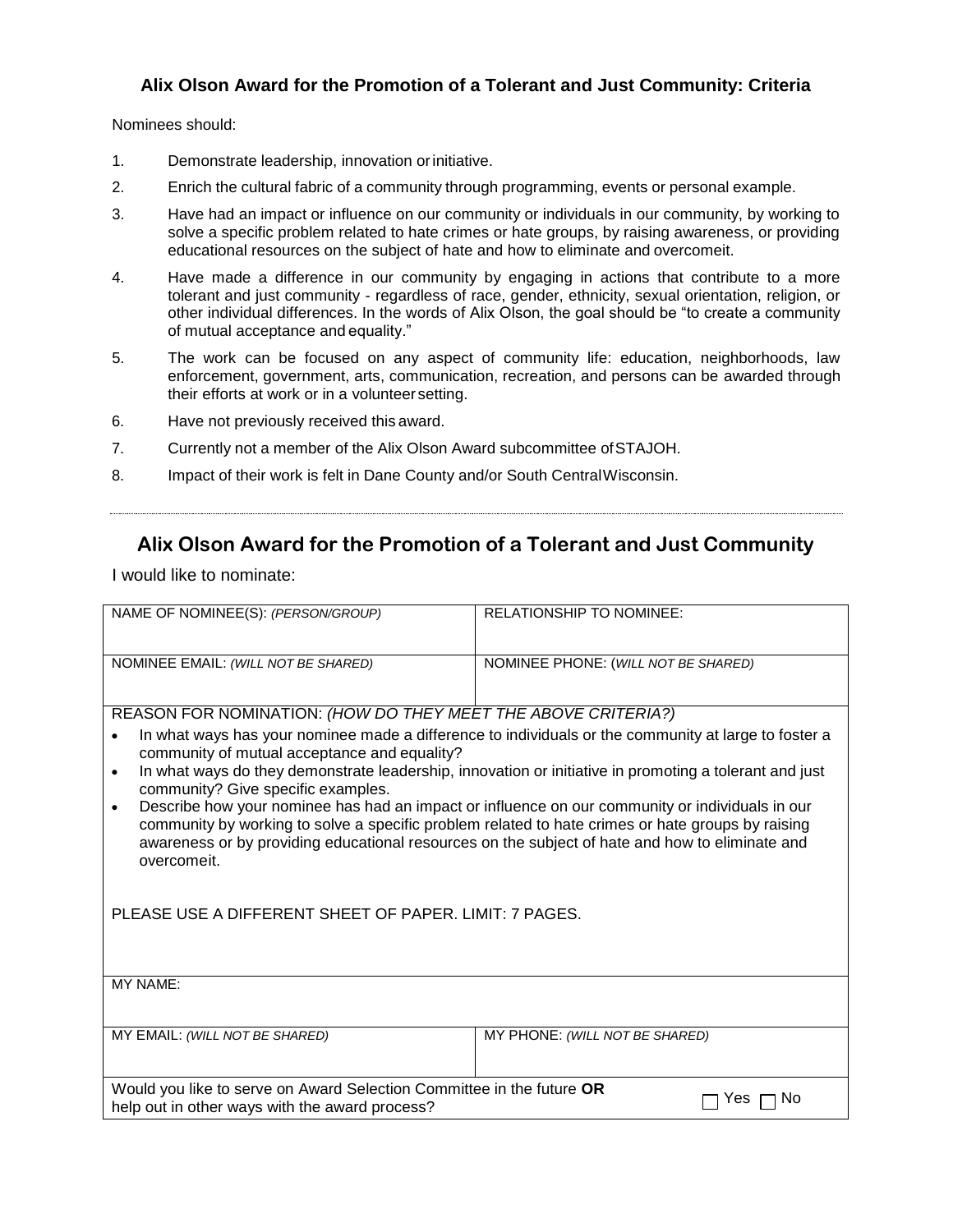## Alix Olson Award for the Promotion of a Tolerant and Just Community: Criteria

Nominees should:

1. Demonstrate leadership, innovation or initiative.
2. Enrich the cultural fabric of a community through programming, events or personal example.
3. Have had an impact or influence on our community or individuals in our community, by working to solve a specific problem related to hate crimes or hate groups, by raising awareness, or providing educational resources on the subject of hate and how to eliminate and overcome it.
4. Have made a difference in our community by engaging in actions that contribute to a more tolerant and just community - regardless of race, gender, ethnicity, sexual orientation, religion, or other individual differences. In the words of Alix Olson, the goal should be "to create a community of mutual acceptance and equality."
5. The work can be focused on any aspect of community life: education, neighborhoods, law enforcement, government, arts, communication, recreation, and persons can be awarded through their efforts at work or in a volunteer setting.
6. Have not previously received this award.
7. Currently not a member of the Alix Olson Award subcommittee of STAJOH.
8. Impact of their work is felt in Dane County and/or South Central Wisconsin.

---

## Alix Olson Award for the Promotion of a Tolerant and Just Community

I would like to nominate:

| | |
|---|---|
| NAME OF NOMINEE(S): *(PERSON/GROUP)* | RELATIONSHIP TO NOMINEE: |
| NOMINEE EMAIL: *(WILL NOT BE SHARED)* | NOMINEE PHONE: (*WILL NOT BE SHARED)* |

REASON FOR NOMINATION: *(HOW DO THEY MEET THE ABOVE CRITERIA?)*

- In what ways has your nominee made a difference to individuals or the community at large to foster a community of mutual acceptance and equality?
- In what ways do they demonstrate leadership, innovation or initiative in promoting a tolerant and just community? Give specific examples.
- Describe how your nominee has had an impact or influence on our community or individuals in our community by working to solve a specific problem related to hate crimes or hate groups by raising awareness or by providing educational resources on the subject of hate and how to eliminate and overcome it.

PLEASE USE A DIFFERENT SHEET OF PAPER. LIMIT: 7 PAGES.

| | |
|---|---|
| MY NAME: | |
| MY EMAIL: *(WILL NOT BE SHARED)* | MY PHONE: *(WILL NOT BE SHARED)* |
| Would you like to serve on Award Selection Committee in the future **OR** help out in other ways with the award process? | ☐ Yes ☐ No |